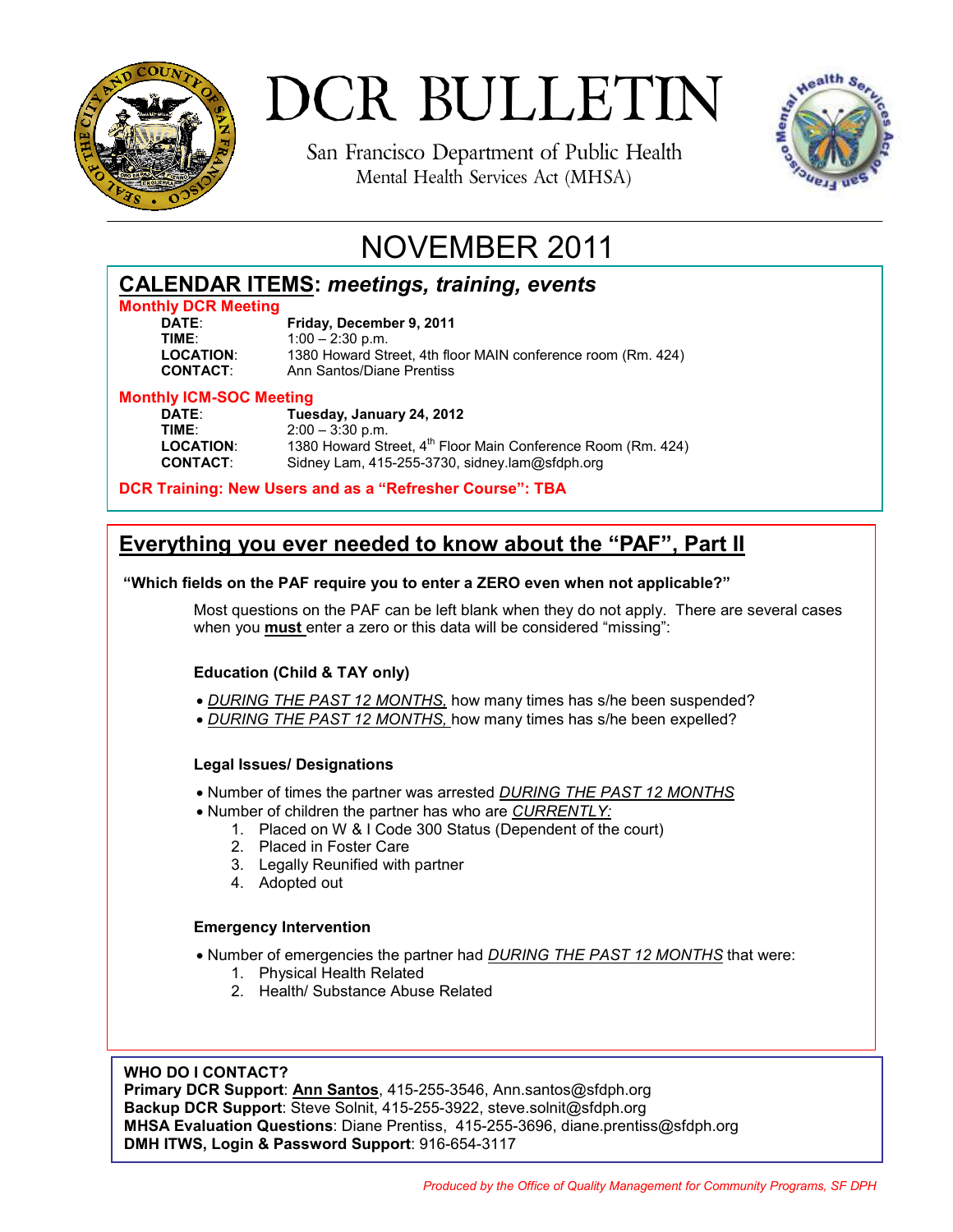# DCR BULLETIN

San Francisco Department of Public Health
Mental Health Services Act (MHSA)

## NOVEMBER 2011

## CALENDAR ITEMS: *meetings, training, events*

**Monthly DCR Meeting**

**DATE**: **Friday, December 9, 2011**
**TIME**: 1:00 – 2:30 p.m.
**LOCATION**: 1380 Howard Street, 4th floor MAIN conference room (Rm. 424)
**CONTACT**: Ann Santos/Diane Prentiss

**Monthly ICM-SOC Meeting**

**DATE**: **Tuesday, January 24, 2012**
**TIME**: 2:00 – 3:30 p.m.
**LOCATION**: 1380 Howard Street, 4th Floor Main Conference Room (Rm. 424)
**CONTACT**: Sidney Lam, 415-255-3730, sidney.lam@sfdph.org

**DCR Training: New Users and as a "Refresher Course": TBA**

## Everything you ever needed to know about the "PAF", Part II

**"Which fields on the PAF require you to enter a ZERO even when not applicable?"**

Most questions on the PAF can be left blank when they do not apply. There are several cases when you **must** enter a zero or this data will be considered "missing":

**Education (Child & TAY only)**

- *DURING THE PAST 12 MONTHS,* how many times has s/he been suspended?
- *DURING THE PAST 12 MONTHS,* how many times has s/he been expelled?

**Legal Issues/ Designations**

- Number of times the partner was arrested *DURING THE PAST 12 MONTHS*
- Number of children the partner has who are *CURRENTLY:*
  1. Placed on W & I Code 300 Status (Dependent of the court)
  2. Placed in Foster Care
  3. Legally Reunified with partner
  4. Adopted out

**Emergency Intervention**

- Number of emergencies the partner had *DURING THE PAST 12 MONTHS* that were:
  1. Physical Health Related
  2. Health/ Substance Abuse Related

**WHO DO I CONTACT?**
**Primary DCR Support**: **Ann Santos**, 415-255-3546, Ann.santos@sfdph.org
**Backup DCR Support**: Steve Solnit, 415-255-3922, steve.solnit@sfdph.org
**MHSA Evaluation Questions**: Diane Prentiss, 415-255-3696, diane.prentiss@sfdph.org
**DMH ITWS, Login & Password Support**: 916-654-3117

*Produced by the Office of Quality Management for Community Programs, SF DPH*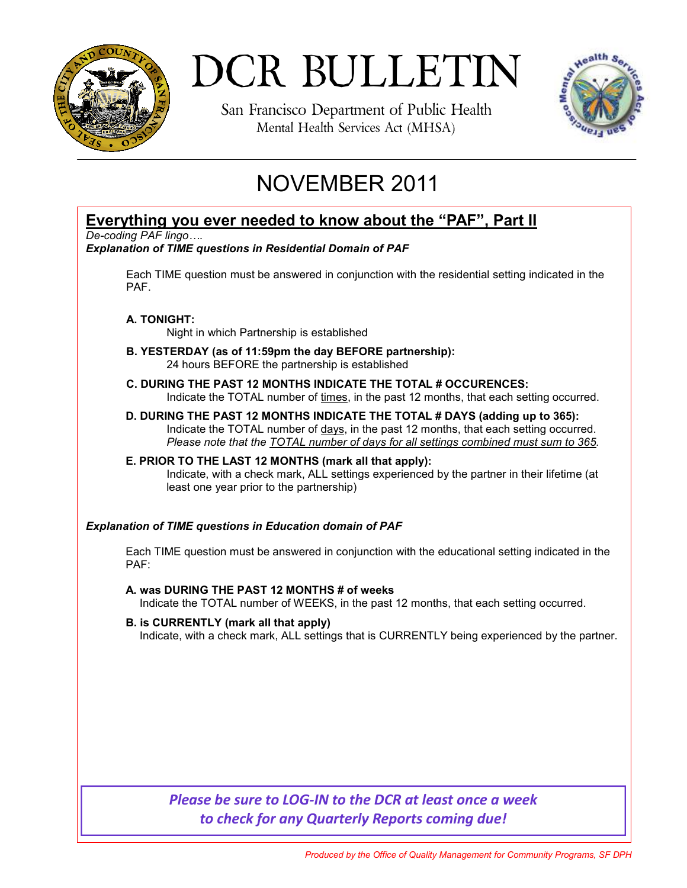# DCR BULLETIN

San Francisco Department of Public Health
Mental Health Services Act (MHSA)

## NOVEMBER 2011

## Everything you ever needed to know about the "PAF", Part II

*De-coding PAF lingo….*

***Explanation of TIME questions in Residential Domain of PAF***

Each TIME question must be answered in conjunction with the residential setting indicated in the PAF.

**A. TONIGHT:**
Night in which Partnership is established

**B. YESTERDAY (as of 11:59pm the day BEFORE partnership):**
24 hours BEFORE the partnership is established

**C. DURING THE PAST 12 MONTHS INDICATE THE TOTAL # OCCURENCES:**
Indicate the TOTAL number of times, in the past 12 months, that each setting occurred.

**D. DURING THE PAST 12 MONTHS INDICATE THE TOTAL # DAYS (adding up to 365):**
Indicate the TOTAL number of days, in the past 12 months, that each setting occurred.
*Please note that the TOTAL number of days for all settings combined must sum to 365.*

**E. PRIOR TO THE LAST 12 MONTHS (mark all that apply):**
Indicate, with a check mark, ALL settings experienced by the partner in their lifetime (at least one year prior to the partnership)

***Explanation of TIME questions in Education domain of PAF***

Each TIME question must be answered in conjunction with the educational setting indicated in the PAF:

**A. was DURING THE PAST 12 MONTHS # of weeks**
Indicate the TOTAL number of WEEKS, in the past 12 months, that each setting occurred.

**B. is CURRENTLY (mark all that apply)**
Indicate, with a check mark, ALL settings that is CURRENTLY being experienced by the partner.

***Please be sure to LOG-IN to the DCR at least once a week to check for any Quarterly Reports coming due!***

*Produced by the Office of Quality Management for Community Programs, SF DPH*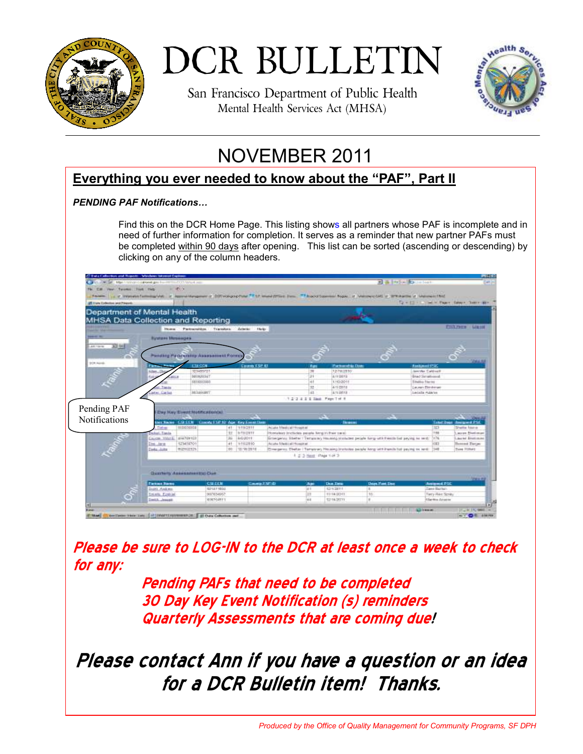# DCR BULLETIN

San Francisco Department of Public Health
Mental Health Services Act (MHSA)

## NOVEMBER 2011

## Everything you ever needed to know about the "PAF", Part II

***PENDING PAF Notifications…***

Find this on the DCR Home Page. This listing shows all partners whose PAF is incomplete and in need of further information for completion. It serves as a reminder that new partner PAFs must be completed within 90 days after opening. This list can be sorted (ascending or descending) by clicking on any of the column headers.

Pending PAF Notifications

***Please be sure to LOG-IN to the DCR at least once a week to check for any:***

***Pending PAFs that need to be completed***
***30 Day Key Event Notification (s) reminders***
***Quarterly Assessments that are coming due!***

***Please contact Ann if you have a question or an idea for a DCR Bulletin item! Thanks.***

*Produced by the Office of Quality Management for Community Programs, SF DPH*